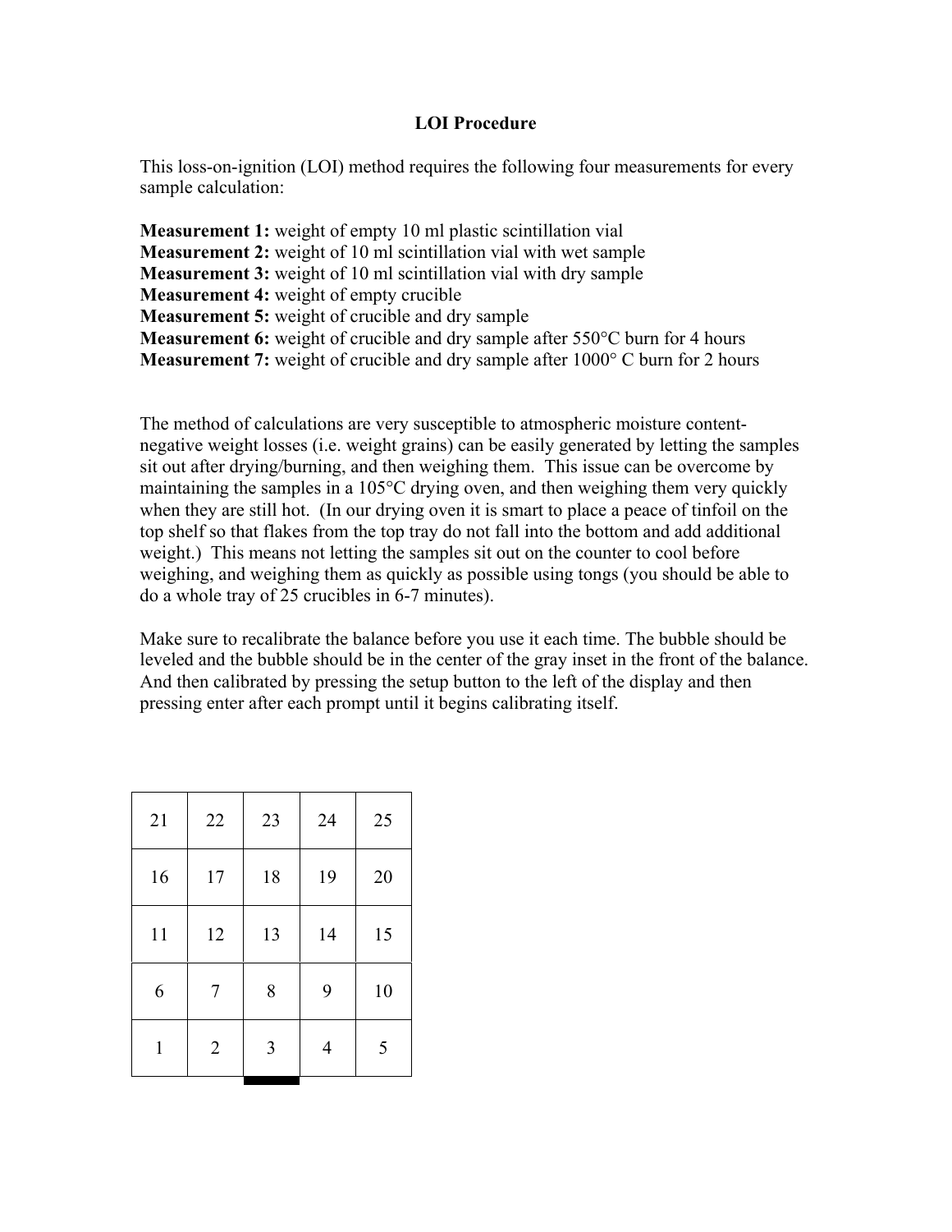# LOI Procedure

This loss-on-ignition (LOI) method requires the following four measurements for every sample calculation:

**Measurement 1:** weight of empty 10 ml plastic scintillation vial
**Measurement 2:** weight of 10 ml scintillation vial with wet sample
**Measurement 3:** weight of 10 ml scintillation vial with dry sample
**Measurement 4:** weight of empty crucible
**Measurement 5:** weight of crucible and dry sample
**Measurement 6:** weight of crucible and dry sample after 550°C burn for 4 hours
**Measurement 7:** weight of crucible and dry sample after 1000° C burn for 2 hours

The method of calculations are very susceptible to atmospheric moisture content- negative weight losses (i.e. weight grains) can be easily generated by letting the samples sit out after drying/burning, and then weighing them. This issue can be overcome by maintaining the samples in a 105°C drying oven, and then weighing them very quickly when they are still hot. (In our drying oven it is smart to place a peace of tinfoil on the top shelf so that flakes from the top tray do not fall into the bottom and add additional weight.) This means not letting the samples sit out on the counter to cool before weighing, and weighing them as quickly as possible using tongs (you should be able to do a whole tray of 25 crucibles in 6-7 minutes).

Make sure to recalibrate the balance before you use it each time. The bubble should be leveled and the bubble should be in the center of the gray inset in the front of the balance. And then calibrated by pressing the setup button to the left of the display and then pressing enter after each prompt until it begins calibrating itself.

| | | | | |
|---|---|---|---|---|
| 21 | 22 | 23 | 24 | 25 |
| 16 | 17 | 18 | 19 | 20 |
| 11 | 12 | 13 | 14 | 15 |
| 6 | 7 | 8 | 9 | 10 |
| 1 | 2 | 3 | 4 | 5 |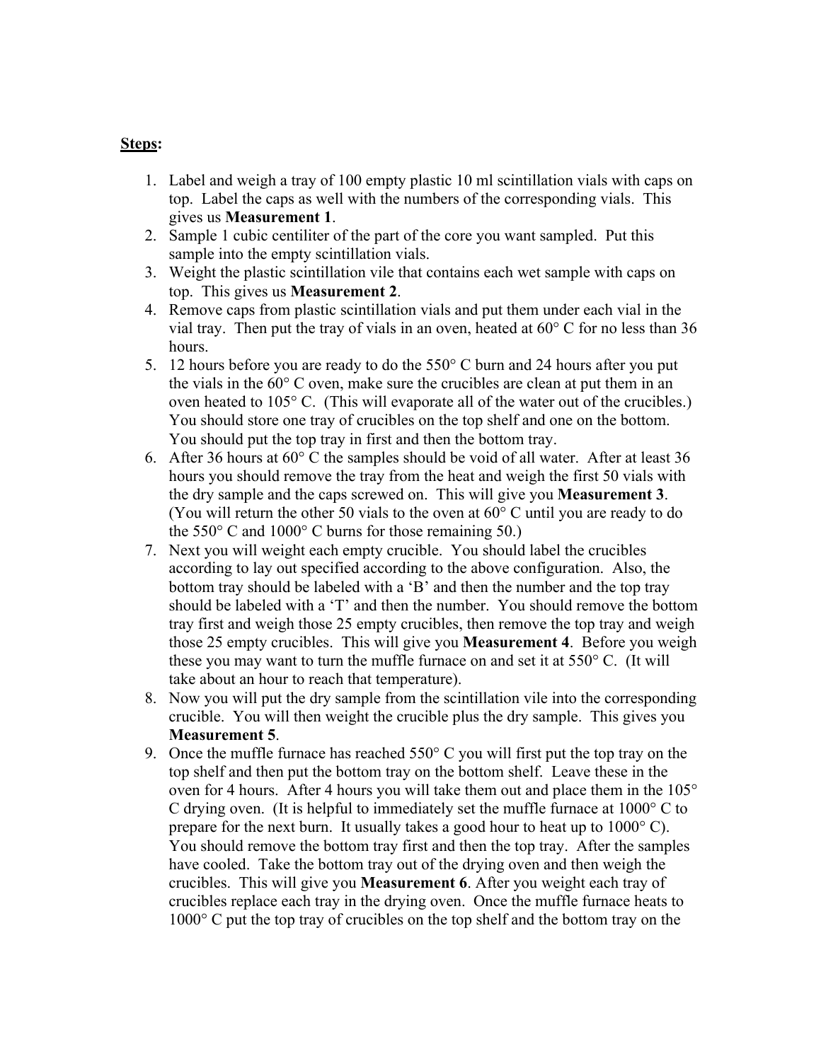**Steps**:

1. Label and weigh a tray of 100 empty plastic 10 ml scintillation vials with caps on top. Label the caps as well with the numbers of the corresponding vials. This gives us **Measurement 1**.
2. Sample 1 cubic centiliter of the part of the core you want sampled. Put this sample into the empty scintillation vials.
3. Weight the plastic scintillation vile that contains each wet sample with caps on top. This gives us **Measurement 2**.
4. Remove caps from plastic scintillation vials and put them under each vial in the vial tray. Then put the tray of vials in an oven, heated at 60° C for no less than 36 hours.
5. 12 hours before you are ready to do the 550° C burn and 24 hours after you put the vials in the 60° C oven, make sure the crucibles are clean at put them in an oven heated to 105° C. (This will evaporate all of the water out of the crucibles.) You should store one tray of crucibles on the top shelf and one on the bottom. You should put the top tray in first and then the bottom tray.
6. After 36 hours at 60° C the samples should be void of all water. After at least 36 hours you should remove the tray from the heat and weigh the first 50 vials with the dry sample and the caps screwed on. This will give you **Measurement 3**. (You will return the other 50 vials to the oven at 60° C until you are ready to do the 550° C and 1000° C burns for those remaining 50.)
7. Next you will weight each empty crucible. You should label the crucibles according to lay out specified according to the above configuration. Also, the bottom tray should be labeled with a 'B' and then the number and the top tray should be labeled with a 'T' and then the number. You should remove the bottom tray first and weigh those 25 empty crucibles, then remove the top tray and weigh those 25 empty crucibles. This will give you **Measurement 4**. Before you weigh these you may want to turn the muffle furnace on and set it at 550° C. (It will take about an hour to reach that temperature).
8. Now you will put the dry sample from the scintillation vile into the corresponding crucible. You will then weight the crucible plus the dry sample. This gives you **Measurement 5**.
9. Once the muffle furnace has reached 550° C you will first put the top tray on the top shelf and then put the bottom tray on the bottom shelf. Leave these in the oven for 4 hours. After 4 hours you will take them out and place them in the 105° C drying oven. (It is helpful to immediately set the muffle furnace at 1000° C to prepare for the next burn. It usually takes a good hour to heat up to 1000° C). You should remove the bottom tray first and then the top tray. After the samples have cooled. Take the bottom tray out of the drying oven and then weigh the crucibles. This will give you **Measurement 6**. After you weight each tray of crucibles replace each tray in the drying oven. Once the muffle furnace heats to 1000° C put the top tray of crucibles on the top shelf and the bottom tray on the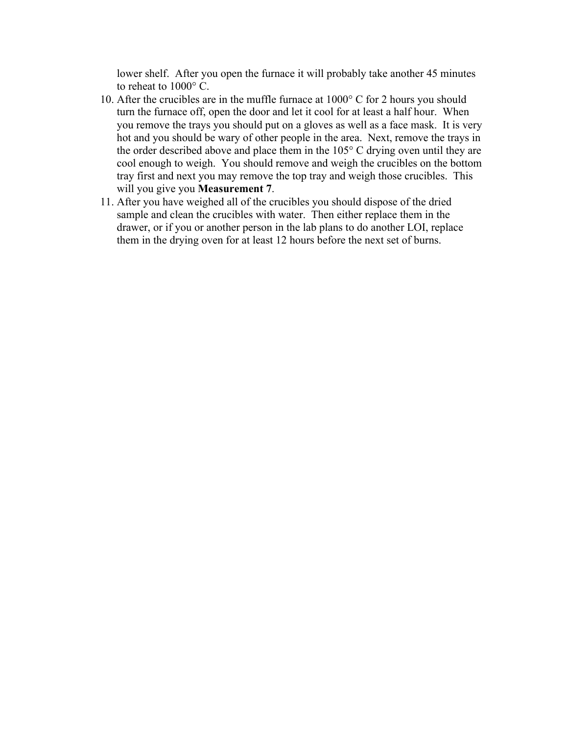lower shelf. After you open the furnace it will probably take another 45 minutes to reheat to 1000° C.

10. After the crucibles are in the muffle furnace at 1000° C for 2 hours you should turn the furnace off, open the door and let it cool for at least a half hour. When you remove the trays you should put on a gloves as well as a face mask. It is very hot and you should be wary of other people in the area. Next, remove the trays in the order described above and place them in the 105° C drying oven until they are cool enough to weigh. You should remove and weigh the crucibles on the bottom tray first and next you may remove the top tray and weigh those crucibles. This will you give you **Measurement 7**.
11. After you have weighed all of the crucibles you should dispose of the dried sample and clean the crucibles with water. Then either replace them in the drawer, or if you or another person in the lab plans to do another LOI, replace them in the drying oven for at least 12 hours before the next set of burns.